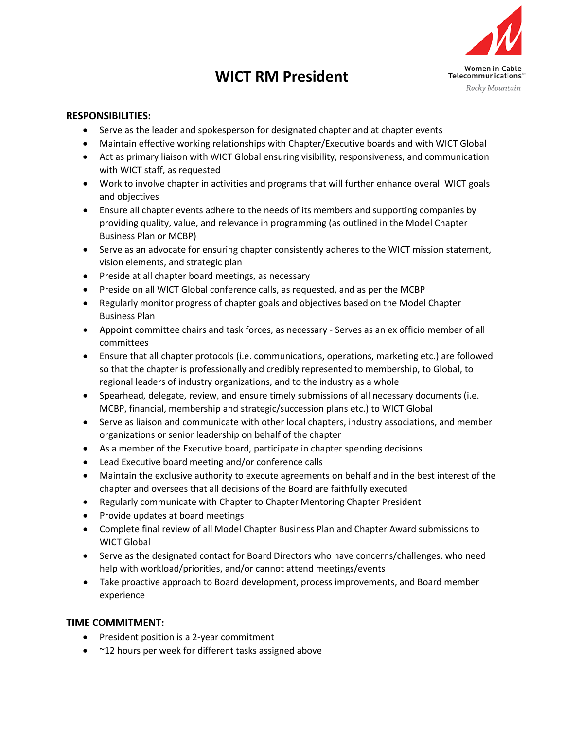# WICT RM President

Women in Cable Telecommunications℠
*Rocky Mountain*

**RESPONSIBILITIES:**

- Serve as the leader and spokesperson for designated chapter and at chapter events
- Maintain effective working relationships with Chapter/Executive boards and with WICT Global
- Act as primary liaison with WICT Global ensuring visibility, responsiveness, and communication with WICT staff, as requested
- Work to involve chapter in activities and programs that will further enhance overall WICT goals and objectives
- Ensure all chapter events adhere to the needs of its members and supporting companies by providing quality, value, and relevance in programming (as outlined in the Model Chapter Business Plan or MCBP)
- Serve as an advocate for ensuring chapter consistently adheres to the WICT mission statement, vision elements, and strategic plan
- Preside at all chapter board meetings, as necessary
- Preside on all WICT Global conference calls, as requested, and as per the MCBP
- Regularly monitor progress of chapter goals and objectives based on the Model Chapter Business Plan
- Appoint committee chairs and task forces, as necessary - Serves as an ex officio member of all committees
- Ensure that all chapter protocols (i.e. communications, operations, marketing etc.) are followed so that the chapter is professionally and credibly represented to membership, to Global, to regional leaders of industry organizations, and to the industry as a whole
- Spearhead, delegate, review, and ensure timely submissions of all necessary documents (i.e. MCBP, financial, membership and strategic/succession plans etc.) to WICT Global
- Serve as liaison and communicate with other local chapters, industry associations, and member organizations or senior leadership on behalf of the chapter
- As a member of the Executive board, participate in chapter spending decisions
- Lead Executive board meeting and/or conference calls
- Maintain the exclusive authority to execute agreements on behalf and in the best interest of the chapter and oversees that all decisions of the Board are faithfully executed
- Regularly communicate with Chapter to Chapter Mentoring Chapter President
- Provide updates at board meetings
- Complete final review of all Model Chapter Business Plan and Chapter Award submissions to WICT Global
- Serve as the designated contact for Board Directors who have concerns/challenges, who need help with workload/priorities, and/or cannot attend meetings/events
- Take proactive approach to Board development, process improvements, and Board member experience

**TIME COMMITMENT:**

- President position is a 2-year commitment
- ~12 hours per week for different tasks assigned above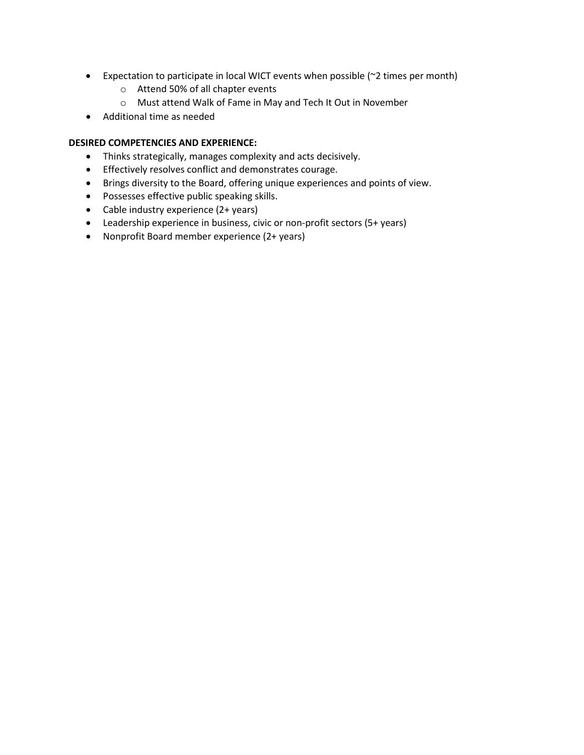- Expectation to participate in local WICT events when possible (~2 times per month)
    - Attend 50% of all chapter events
    - Must attend Walk of Fame in May and Tech It Out in November
- Additional time as needed

**DESIRED COMPETENCIES AND EXPERIENCE:**

- Thinks strategically, manages complexity and acts decisively.
- Effectively resolves conflict and demonstrates courage.
- Brings diversity to the Board, offering unique experiences and points of view.
- Possesses effective public speaking skills.
- Cable industry experience (2+ years)
- Leadership experience in business, civic or non-profit sectors (5+ years)
- Nonprofit Board member experience (2+ years)